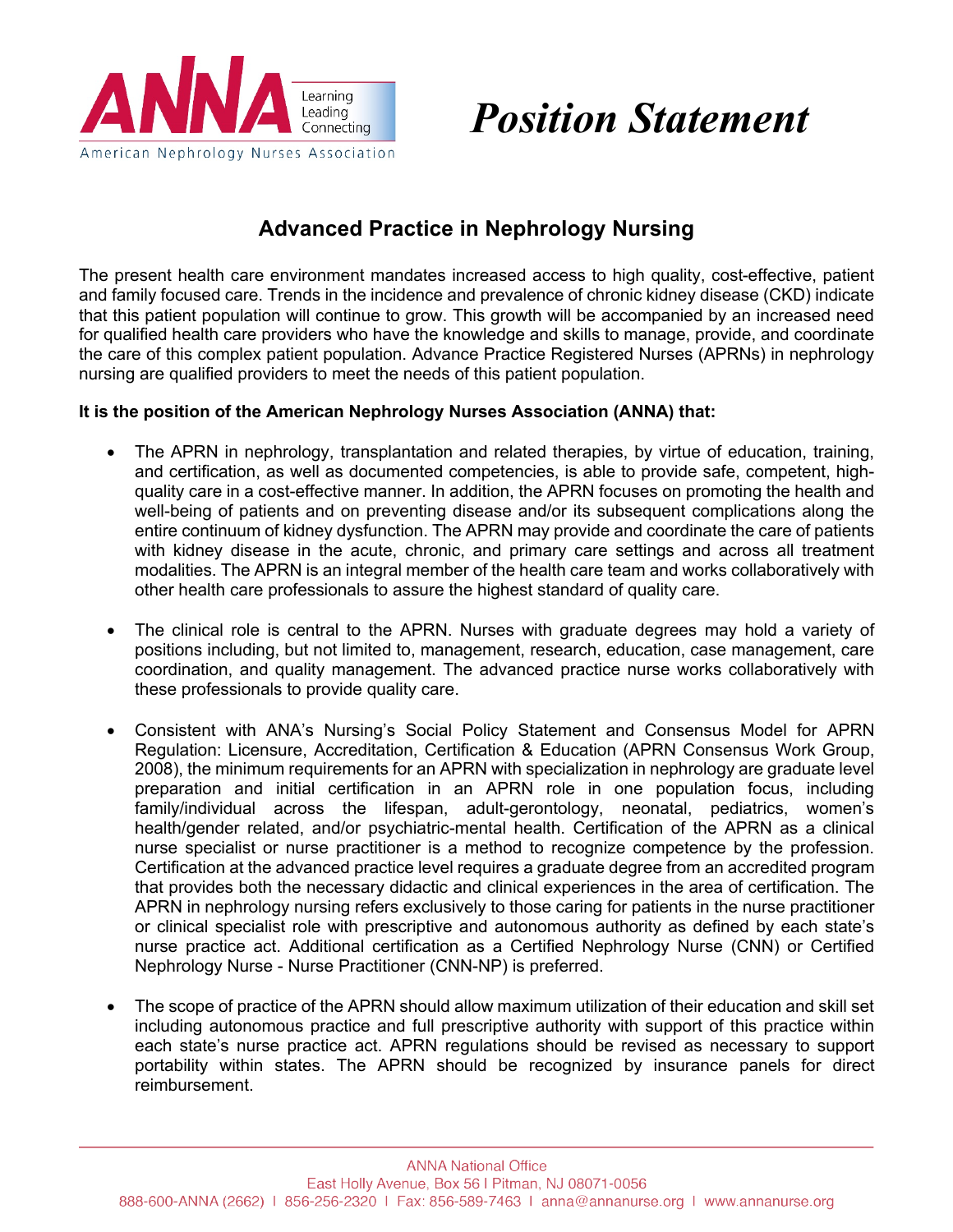# Position Statement

## Advanced Practice in Nephrology Nursing

The present health care environment mandates increased access to high quality, cost-effective, patient and family focused care. Trends in the incidence and prevalence of chronic kidney disease (CKD) indicate that this patient population will continue to grow. This growth will be accompanied by an increased need for qualified health care providers who have the knowledge and skills to manage, provide, and coordinate the care of this complex patient population. Advance Practice Registered Nurses (APRNs) in nephrology nursing are qualified providers to meet the needs of this patient population.

**It is the position of the American Nephrology Nurses Association (ANNA) that:**

- The APRN in nephrology, transplantation and related therapies, by virtue of education, training, and certification, as well as documented competencies, is able to provide safe, competent, high-quality care in a cost-effective manner. In addition, the APRN focuses on promoting the health and well-being of patients and on preventing disease and/or its subsequent complications along the entire continuum of kidney dysfunction. The APRN may provide and coordinate the care of patients with kidney disease in the acute, chronic, and primary care settings and across all treatment modalities. The APRN is an integral member of the health care team and works collaboratively with other health care professionals to assure the highest standard of quality care.

- The clinical role is central to the APRN. Nurses with graduate degrees may hold a variety of positions including, but not limited to, management, research, education, case management, care coordination, and quality management. The advanced practice nurse works collaboratively with these professionals to provide quality care.

- Consistent with ANA's Nursing's Social Policy Statement and Consensus Model for APRN Regulation: Licensure, Accreditation, Certification & Education (APRN Consensus Work Group, 2008), the minimum requirements for an APRN with specialization in nephrology are graduate level preparation and initial certification in an APRN role in one population focus, including family/individual across the lifespan, adult-gerontology, neonatal, pediatrics, women's health/gender related, and/or psychiatric-mental health. Certification of the APRN as a clinical nurse specialist or nurse practitioner is a method to recognize competence by the profession. Certification at the advanced practice level requires a graduate degree from an accredited program that provides both the necessary didactic and clinical experiences in the area of certification. The APRN in nephrology nursing refers exclusively to those caring for patients in the nurse practitioner or clinical specialist role with prescriptive and autonomous authority as defined by each state's nurse practice act. Additional certification as a Certified Nephrology Nurse (CNN) or Certified Nephrology Nurse - Nurse Practitioner (CNN-NP) is preferred.

- The scope of practice of the APRN should allow maximum utilization of their education and skill set including autonomous practice and full prescriptive authority with support of this practice within each state's nurse practice act. APRN regulations should be revised as necessary to support portability within states. The APRN should be recognized by insurance panels for direct reimbursement.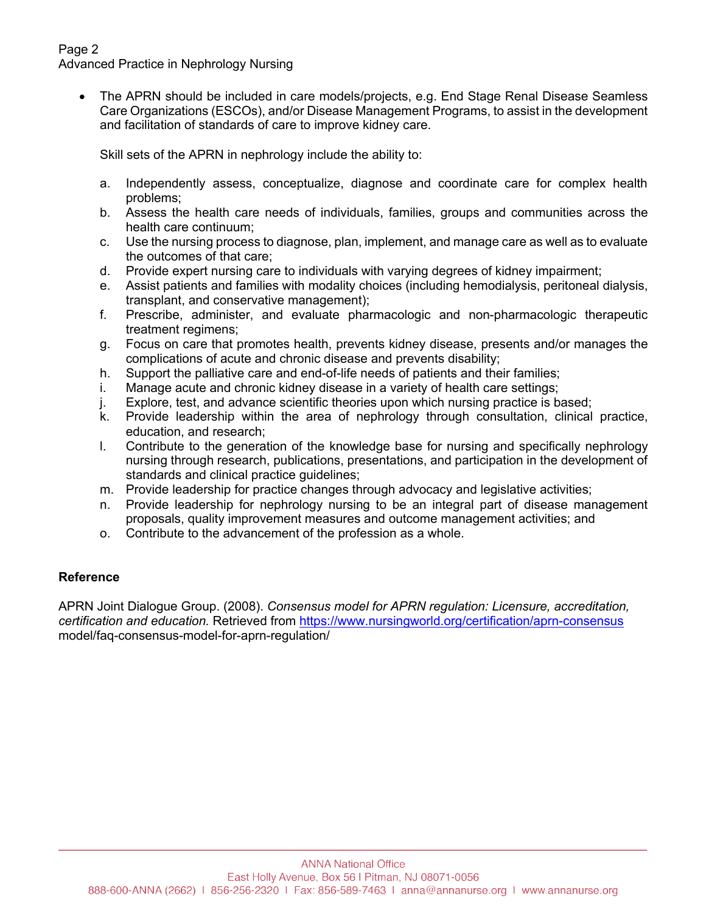- The APRN should be included in care models/projects, e.g. End Stage Renal Disease Seamless Care Organizations (ESCOs), and/or Disease Management Programs, to assist in the development and facilitation of standards of care to improve kidney care.

  Skill sets of the APRN in nephrology include the ability to:

  a. Independently assess, conceptualize, diagnose and coordinate care for complex health problems;
  b. Assess the health care needs of individuals, families, groups and communities across the health care continuum;
  c. Use the nursing process to diagnose, plan, implement, and manage care as well as to evaluate the outcomes of that care;
  d. Provide expert nursing care to individuals with varying degrees of kidney impairment;
  e. Assist patients and families with modality choices (including hemodialysis, peritoneal dialysis, transplant, and conservative management);
  f. Prescribe, administer, and evaluate pharmacologic and non-pharmacologic therapeutic treatment regimens;
  g. Focus on care that promotes health, prevents kidney disease, presents and/or manages the complications of acute and chronic disease and prevents disability;
  h. Support the palliative care and end-of-life needs of patients and their families;
  i. Manage acute and chronic kidney disease in a variety of health care settings;
  j. Explore, test, and advance scientific theories upon which nursing practice is based;
  k. Provide leadership within the area of nephrology through consultation, clinical practice, education, and research;
  l. Contribute to the generation of the knowledge base for nursing and specifically nephrology nursing through research, publications, presentations, and participation in the development of standards and clinical practice guidelines;
  m. Provide leadership for practice changes through advocacy and legislative activities;
  n. Provide leadership for nephrology nursing to be an integral part of disease management proposals, quality improvement measures and outcome management activities; and
  o. Contribute to the advancement of the profession as a whole.

**Reference**

APRN Joint Dialogue Group. (2008). *Consensus model for APRN regulation: Licensure, accreditation, certification and education.* Retrieved from https://www.nursingworld.org/certification/aprn-consensus model/faq-consensus-model-for-aprn-regulation/

ANNA National Office
East Holly Avenue, Box 56 I Pitman, NJ 08071-0056
888-600-ANNA (2662) I 856-256-2320 I Fax: 856-589-7463 I anna@annanurse.org I www.annanurse.org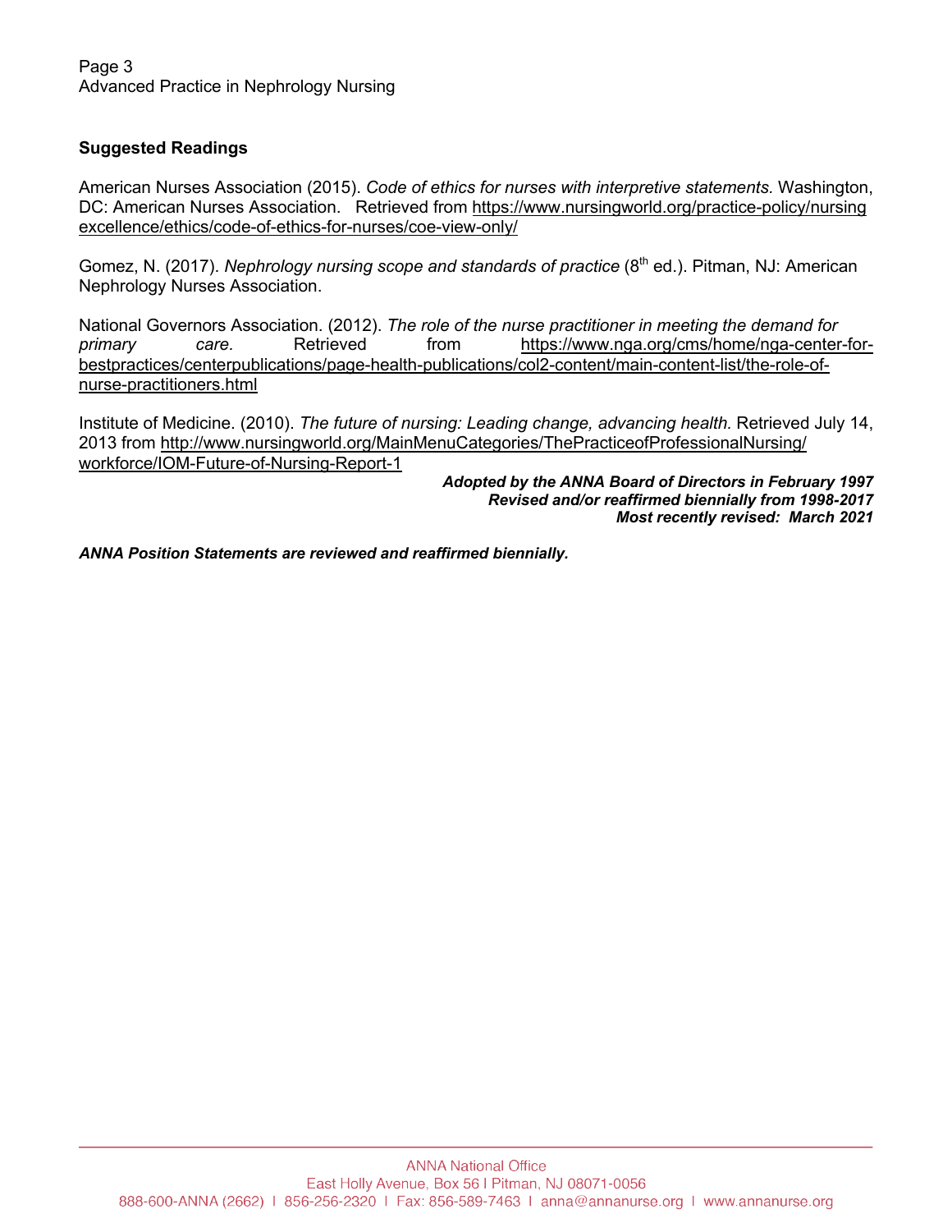## Suggested Readings

American Nurses Association (2015). *Code of ethics for nurses with interpretive statements.* Washington, DC: American Nurses Association. Retrieved from https://www.nursingworld.org/practice-policy/nursing excellence/ethics/code-of-ethics-for-nurses/coe-view-only/

Gomez, N. (2017). *Nephrology nursing scope and standards of practice* (8th ed.). Pitman, NJ: American Nephrology Nurses Association.

National Governors Association. (2012). *The role of the nurse practitioner in meeting the demand for primary care.* Retrieved from https://www.nga.org/cms/home/nga-center-for-bestpractices/centerpublications/page-health-publications/col2-content/main-content-list/the-role-of-nurse-practitioners.html

Institute of Medicine. (2010). *The future of nursing: Leading change, advancing health.* Retrieved July 14, 2013 from http://www.nursingworld.org/MainMenuCategories/ThePracticeofProfessionalNursing/workforce/IOM-Future-of-Nursing-Report-1

***Adopted by the ANNA Board of Directors in February 1997***
***Revised and/or reaffirmed biennially from 1998-2017***
***Most recently revised: March 2021***

***ANNA Position Statements are reviewed and reaffirmed biennially.***

ANNA National Office
East Holly Avenue, Box 56 | Pitman, NJ 08071-0056
888-600-ANNA (2662) | 856-256-2320 | Fax: 856-589-7463 | anna@annanurse.org | www.annanurse.org